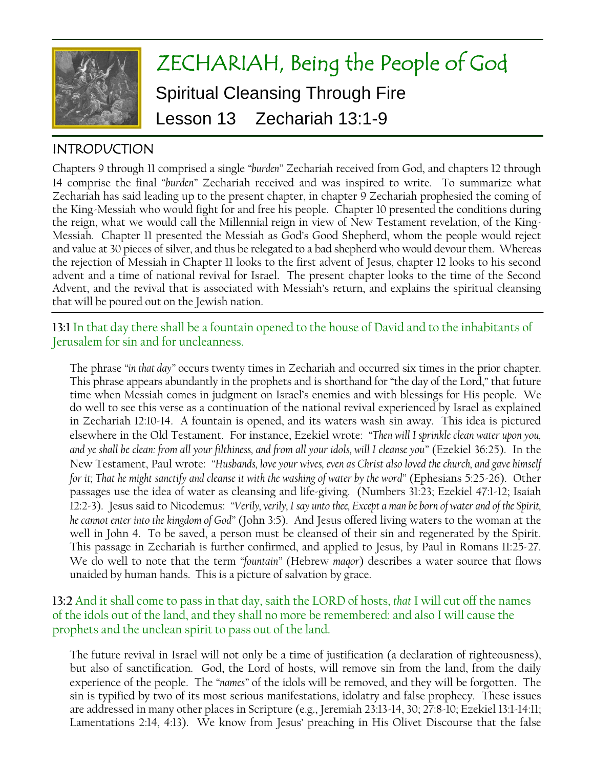# ZECHARIAH, Being the People of God

## Spiritual Cleansing Through Fire

## Lesson 13 Zechariah 13:1-9

### INTRODUCTION

Chapters 9 through 11 comprised a single "*burden*" Zechariah received from God, and chapters 12 through 14 comprise the final "*burden*" Zechariah received and was inspired to write. To summarize what Zechariah has said leading up to the present chapter, in chapter 9 Zechariah prophesied the coming of the King-Messiah who would fight for and free his people. Chapter 10 presented the conditions during the reign, what we would call the Millennial reign in view of New Testament revelation, of the King-Messiah. Chapter 11 presented the Messiah as God's Good Shepherd, whom the people would reject and value at 30 pieces of silver, and thus be relegated to a bad shepherd who would devour them. Whereas the rejection of Messiah in Chapter 11 looks to the first advent of Jesus, chapter 12 looks to his second advent and a time of national revival for Israel. The present chapter looks to the time of the Second Advent, and the revival that is associated with Messiah's return, and explains the spiritual cleansing that will be poured out on the Jewish nation.

**13:1** In that day there shall be a fountain opened to the house of David and to the inhabitants of Jerusalem for sin and for uncleanness.

The phrase "*in that day*" occurs twenty times in Zechariah and occurred six times in the prior chapter. This phrase appears abundantly in the prophets and is shorthand for "the day of the Lord," that future time when Messiah comes in judgment on Israel's enemies and with blessings for His people. We do well to see this verse as a continuation of the national revival experienced by Israel as explained in Zechariah 12:10-14. A fountain is opened, and its waters wash sin away. This idea is pictured elsewhere in the Old Testament. For instance, Ezekiel wrote: "*Then will I sprinkle clean water upon you, and ye shall be clean: from all your filthiness, and from all your idols, will I cleanse you*" (Ezekiel 36:25). In the New Testament, Paul wrote: "*Husbands, love your wives, even as Christ also loved the church, and gave himself for it; That he might sanctify and cleanse it with the washing of water by the word*" (Ephesians 5:25-26). Other passages use the idea of water as cleansing and life-giving. (Numbers 31:23; Ezekiel 47:1-12; Isaiah 12:2-3). Jesus said to Nicodemus: "*Verily, verily, I say unto thee, Except a man be born of water and of the Spirit, he cannot enter into the kingdom of God*" (John 3:5). And Jesus offered living waters to the woman at the well in John 4. To be saved, a person must be cleansed of their sin and regenerated by the Spirit. This passage in Zechariah is further confirmed, and applied to Jesus, by Paul in Romans 11:25-27. We do well to note that the term "*fountain*" (Hebrew *maqor*) describes a water source that flows unaided by human hands. This is a picture of salvation by grace.

**13:2** And it shall come to pass in that day, saith the LORD of hosts, *that* I will cut off the names of the idols out of the land, and they shall no more be remembered: and also I will cause the prophets and the unclean spirit to pass out of the land.

The future revival in Israel will not only be a time of justification (a declaration of righteousness), but also of sanctification. God, the Lord of hosts, will remove sin from the land, from the daily experience of the people. The "*names*" of the idols will be removed, and they will be forgotten. The sin is typified by two of its most serious manifestations, idolatry and false prophecy. These issues are addressed in many other places in Scripture (e.g., Jeremiah 23:13-14, 30; 27:8-10; Ezekiel 13:1-14:11; Lamentations 2:14, 4:13). We know from Jesus' preaching in His Olivet Discourse that the false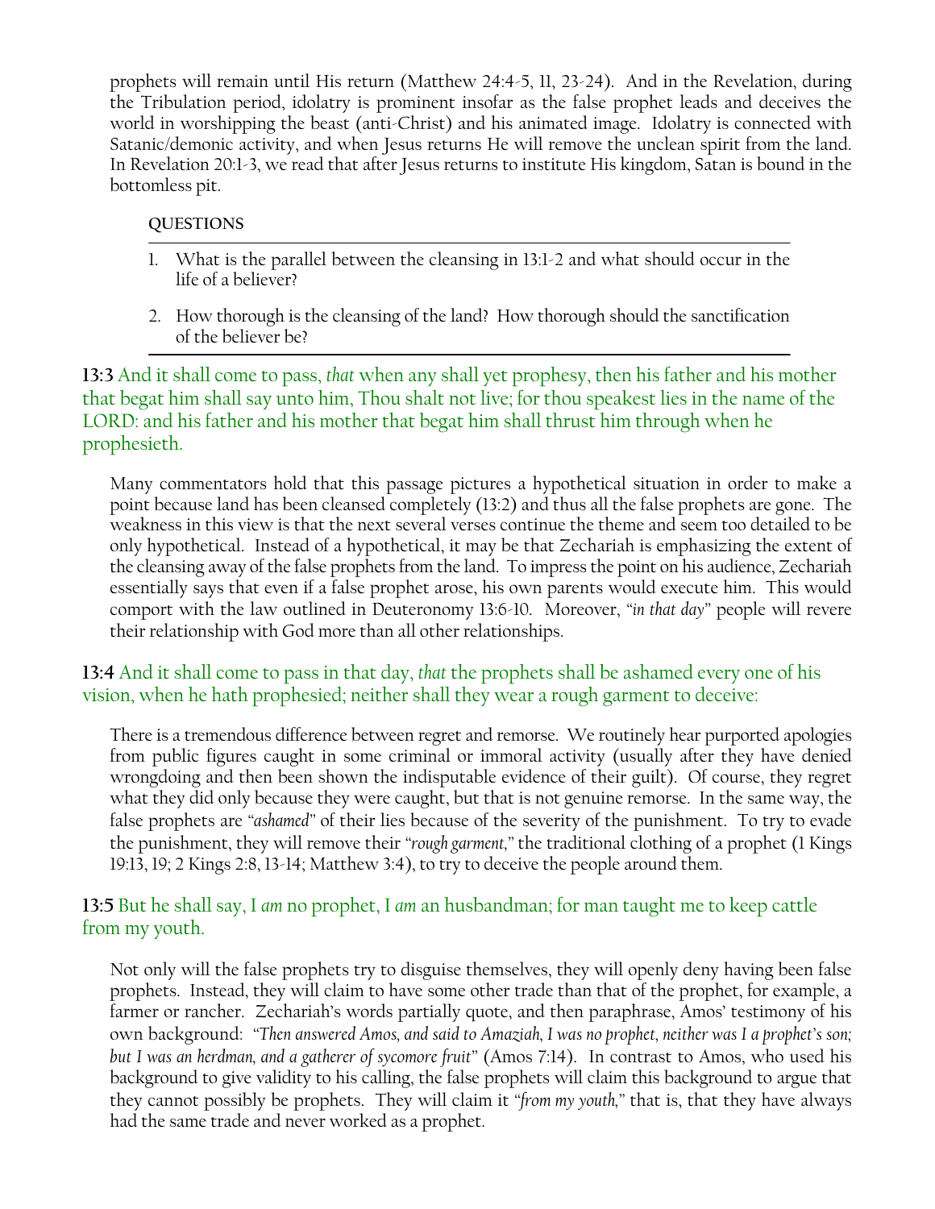prophets will remain until His return (Matthew 24:4-5, 11, 23-24). And in the Revelation, during the Tribulation period, idolatry is prominent insofar as the false prophet leads and deceives the world in worshipping the beast (anti-Christ) and his animated image. Idolatry is connected with Satanic/demonic activity, and when Jesus returns He will remove the unclean spirit from the land. In Revelation 20:1-3, we read that after Jesus returns to institute His kingdom, Satan is bound in the bottomless pit.

**QUESTIONS**

1. What is the parallel between the cleansing in 13:1-2 and what should occur in the life of a believer?
2. How thorough is the cleansing of the land? How thorough should the sanctification of the believer be?

**13:3** And it shall come to pass, *that* when any shall yet prophesy, then his father and his mother that begat him shall say unto him, Thou shalt not live; for thou speakest lies in the name of the LORD: and his father and his mother that begat him shall thrust him through when he prophesieth.

Many commentators hold that this passage pictures a hypothetical situation in order to make a point because land has been cleansed completely (13:2) and thus all the false prophets are gone. The weakness in this view is that the next several verses continue the theme and seem too detailed to be only hypothetical. Instead of a hypothetical, it may be that Zechariah is emphasizing the extent of the cleansing away of the false prophets from the land. To impress the point on his audience, Zechariah essentially says that even if a false prophet arose, his own parents would execute him. This would comport with the law outlined in Deuteronomy 13:6-10. Moreover, "*in that day*" people will revere their relationship with God more than all other relationships.

**13:4** And it shall come to pass in that day, *that* the prophets shall be ashamed every one of his vision, when he hath prophesied; neither shall they wear a rough garment to deceive:

There is a tremendous difference between regret and remorse. We routinely hear purported apologies from public figures caught in some criminal or immoral activity (usually after they have denied wrongdoing and then been shown the indisputable evidence of their guilt). Of course, they regret what they did only because they were caught, but that is not genuine remorse. In the same way, the false prophets are "*ashamed*" of their lies because of the severity of the punishment. To try to evade the punishment, they will remove their "*rough garment*," the traditional clothing of a prophet (1 Kings 19:13, 19; 2 Kings 2:8, 13-14; Matthew 3:4), to try to deceive the people around them.

**13:5** But he shall say, I *am* no prophet, I *am* an husbandman; for man taught me to keep cattle from my youth.

Not only will the false prophets try to disguise themselves, they will openly deny having been false prophets. Instead, they will claim to have some other trade than that of the prophet, for example, a farmer or rancher. Zechariah's words partially quote, and then paraphrase, Amos' testimony of his own background: "*Then answered Amos, and said to Amaziah, I was no prophet, neither was I a prophet's son; but I was an herdman, and a gatherer of sycomore fruit*" (Amos 7:14). In contrast to Amos, who used his background to give validity to his calling, the false prophets will claim this background to argue that they cannot possibly be prophets. They will claim it "*from my youth*," that is, that they have always had the same trade and never worked as a prophet.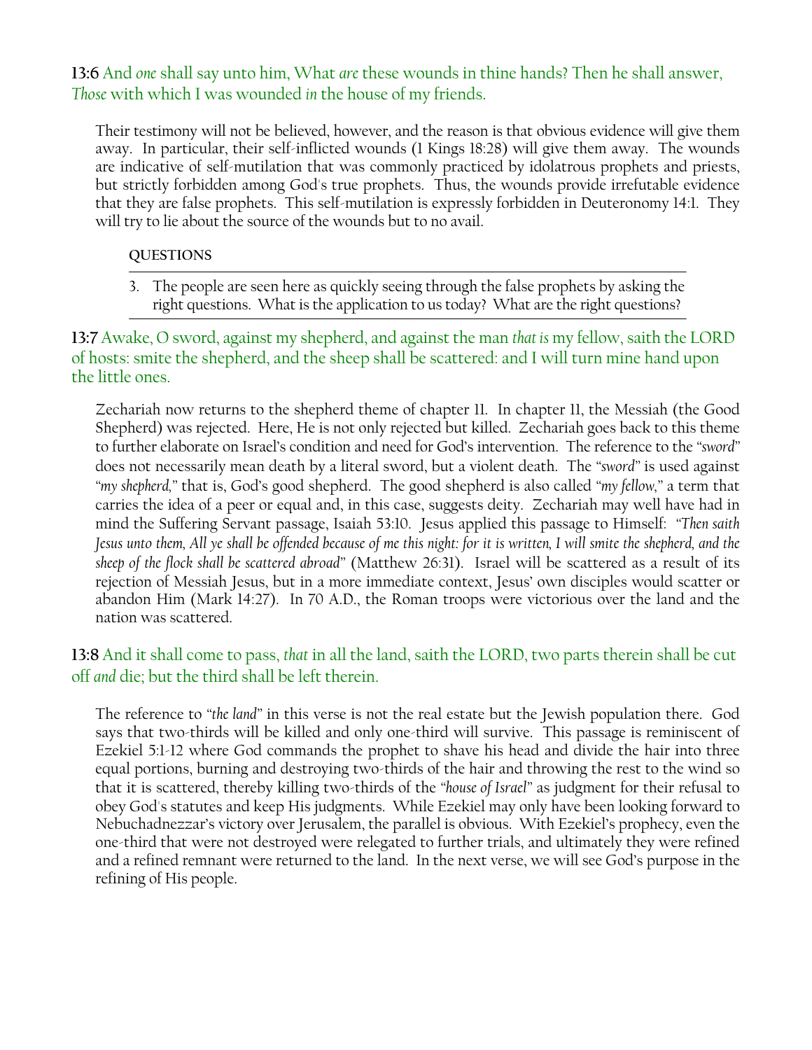**13:6** And *one* shall say unto him, What *are* these wounds in thine hands? Then he shall answer, *Those* with which I was wounded *in* the house of my friends.

Their testimony will not be believed, however, and the reason is that obvious evidence will give them away. In particular, their self-inflicted wounds (1 Kings 18:28) will give them away. The wounds are indicative of self-mutilation that was commonly practiced by idolatrous prophets and priests, but strictly forbidden among God's true prophets. Thus, the wounds provide irrefutable evidence that they are false prophets. This self-mutilation is expressly forbidden in Deuteronomy 14:1. They will try to lie about the source of the wounds but to no avail.

**QUESTIONS**

3. The people are seen here as quickly seeing through the false prophets by asking the right questions. What is the application to us today? What are the right questions?

**13:7** Awake, O sword, against my shepherd, and against the man *that is* my fellow, saith the LORD of hosts: smite the shepherd, and the sheep shall be scattered: and I will turn mine hand upon the little ones.

Zechariah now returns to the shepherd theme of chapter 11. In chapter 11, the Messiah (the Good Shepherd) was rejected. Here, He is not only rejected but killed. Zechariah goes back to this theme to further elaborate on Israel's condition and need for God's intervention. The reference to the "*sword*" does not necessarily mean death by a literal sword, but a violent death. The "*sword*" is used against "*my shepherd*," that is, God's good shepherd. The good shepherd is also called "*my fellow*," a term that carries the idea of a peer or equal and, in this case, suggests deity. Zechariah may well have had in mind the Suffering Servant passage, Isaiah 53:10. Jesus applied this passage to Himself: "*Then saith Jesus unto them, All ye shall be offended because of me this night: for it is written, I will smite the shepherd, and the sheep of the flock shall be scattered abroad*" (Matthew 26:31). Israel will be scattered as a result of its rejection of Messiah Jesus, but in a more immediate context, Jesus' own disciples would scatter or abandon Him (Mark 14:27). In 70 A.D., the Roman troops were victorious over the land and the nation was scattered.

**13:8** And it shall come to pass, *that* in all the land, saith the LORD, two parts therein shall be cut off *and* die; but the third shall be left therein.

The reference to "*the land*" in this verse is not the real estate but the Jewish population there. God says that two-thirds will be killed and only one-third will survive. This passage is reminiscent of Ezekiel 5:1-12 where God commands the prophet to shave his head and divide the hair into three equal portions, burning and destroying two-thirds of the hair and throwing the rest to the wind so that it is scattered, thereby killing two-thirds of the "*house of Israel*" as judgment for their refusal to obey God's statutes and keep His judgments. While Ezekiel may only have been looking forward to Nebuchadnezzar's victory over Jerusalem, the parallel is obvious. With Ezekiel's prophecy, even the one-third that were not destroyed were relegated to further trials, and ultimately they were refined and a refined remnant were returned to the land. In the next verse, we will see God's purpose in the refining of His people.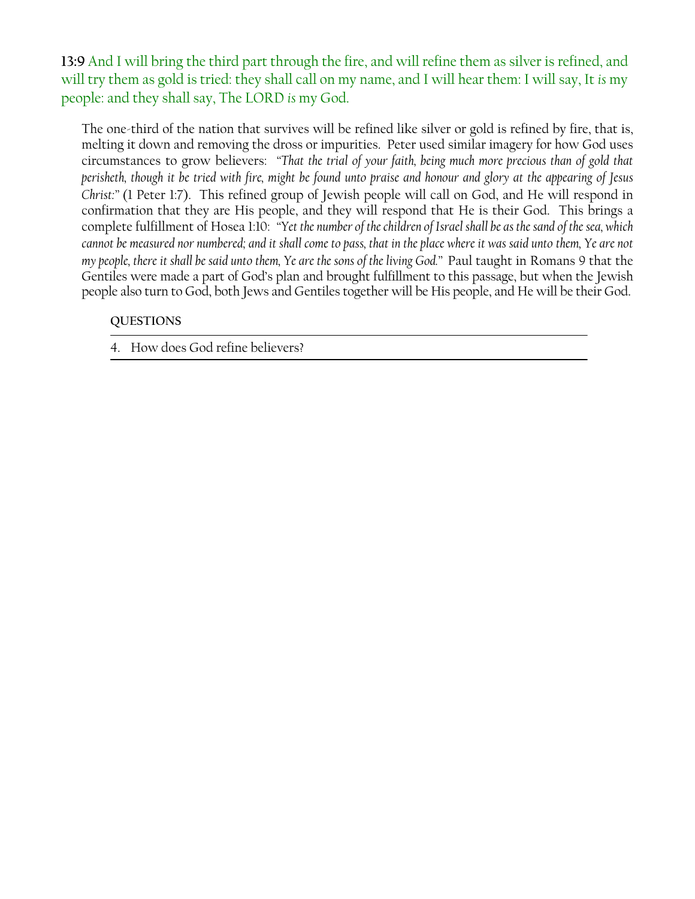**13:9** And I will bring the third part through the fire, and will refine them as silver is refined, and will try them as gold is tried: they shall call on my name, and I will hear them: I will say, It *is* my people: and they shall say, The LORD *is* my God.

The one-third of the nation that survives will be refined like silver or gold is refined by fire, that is, melting it down and removing the dross or impurities. Peter used similar imagery for how God uses circumstances to grow believers: "*That the trial of your faith, being much more precious than of gold that perisheth, though it be tried with fire, might be found unto praise and honour and glory at the appearing of Jesus Christ:*" (1 Peter 1:7). This refined group of Jewish people will call on God, and He will respond in confirmation that they are His people, and they will respond that He is their God. This brings a complete fulfillment of Hosea 1:10: "*Yet the number of the children of Israel shall be as the sand of the sea, which cannot be measured nor numbered; and it shall come to pass, that in the place where it was said unto them, Ye are not my people, there it shall be said unto them, Ye are the sons of the living God.*" Paul taught in Romans 9 that the Gentiles were made a part of God's plan and brought fulfillment to this passage, but when the Jewish people also turn to God, both Jews and Gentiles together will be His people, and He will be their God.

**QUESTIONS**

4. How does God refine believers?